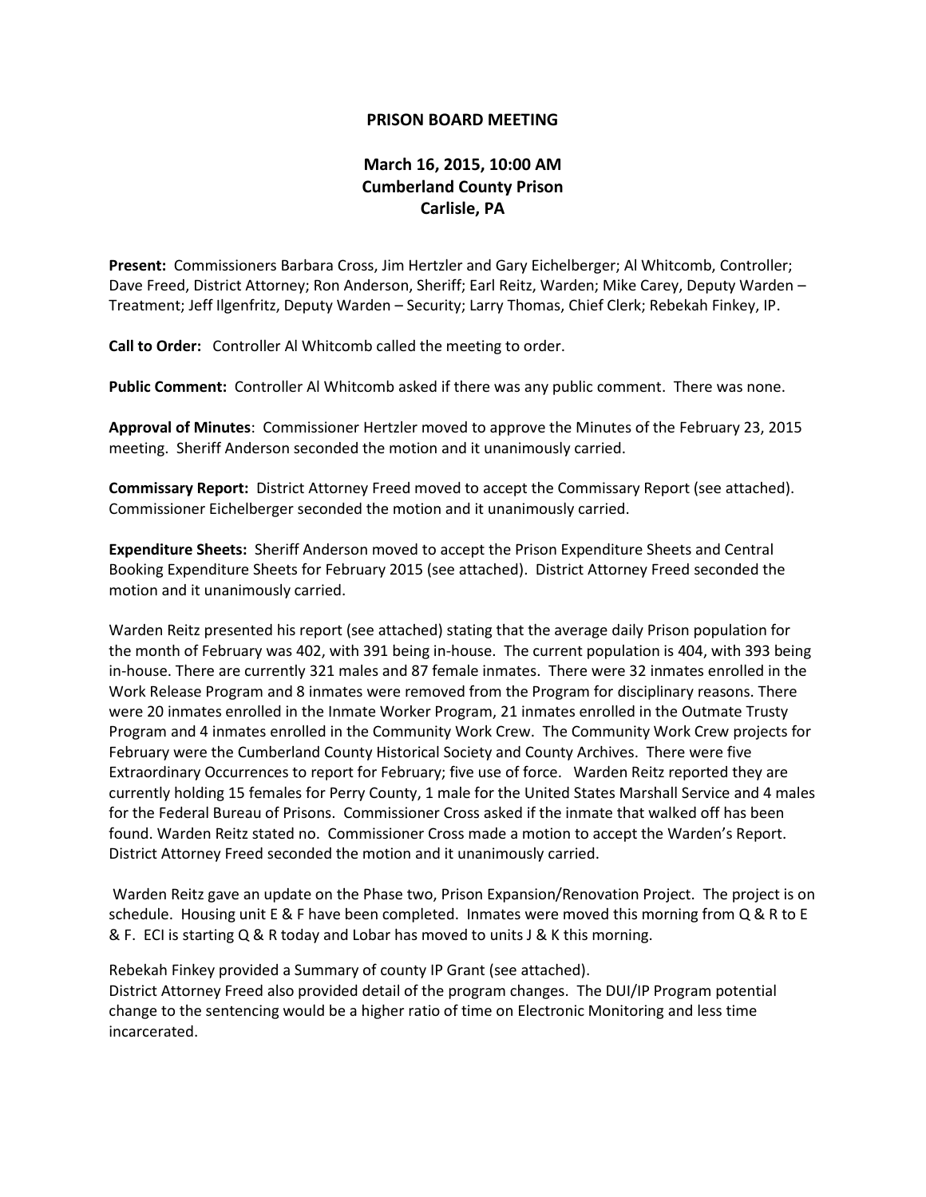# PRISON BOARD MEETING

## March 16, 2015, 10:00 AM
## Cumberland County Prison
## Carlisle, PA

**Present:** Commissioners Barbara Cross, Jim Hertzler and Gary Eichelberger; Al Whitcomb, Controller; Dave Freed, District Attorney; Ron Anderson, Sheriff; Earl Reitz, Warden; Mike Carey, Deputy Warden – Treatment; Jeff Ilgenfritz, Deputy Warden – Security; Larry Thomas, Chief Clerk; Rebekah Finkey, IP.

**Call to Order:** Controller Al Whitcomb called the meeting to order.

**Public Comment:** Controller Al Whitcomb asked if there was any public comment. There was none.

**Approval of Minutes**: Commissioner Hertzler moved to approve the Minutes of the February 23, 2015 meeting. Sheriff Anderson seconded the motion and it unanimously carried.

**Commissary Report:** District Attorney Freed moved to accept the Commissary Report (see attached). Commissioner Eichelberger seconded the motion and it unanimously carried.

**Expenditure Sheets:** Sheriff Anderson moved to accept the Prison Expenditure Sheets and Central Booking Expenditure Sheets for February 2015 (see attached). District Attorney Freed seconded the motion and it unanimously carried.

Warden Reitz presented his report (see attached) stating that the average daily Prison population for the month of February was 402, with 391 being in-house. The current population is 404, with 393 being in-house. There are currently 321 males and 87 female inmates. There were 32 inmates enrolled in the Work Release Program and 8 inmates were removed from the Program for disciplinary reasons. There were 20 inmates enrolled in the Inmate Worker Program, 21 inmates enrolled in the Outmate Trusty Program and 4 inmates enrolled in the Community Work Crew. The Community Work Crew projects for February were the Cumberland County Historical Society and County Archives. There were five Extraordinary Occurrences to report for February; five use of force. Warden Reitz reported they are currently holding 15 females for Perry County, 1 male for the United States Marshall Service and 4 males for the Federal Bureau of Prisons. Commissioner Cross asked if the inmate that walked off has been found. Warden Reitz stated no. Commissioner Cross made a motion to accept the Warden's Report. District Attorney Freed seconded the motion and it unanimously carried.

Warden Reitz gave an update on the Phase two, Prison Expansion/Renovation Project. The project is on schedule. Housing unit E & F have been completed. Inmates were moved this morning from Q & R to E & F. ECI is starting Q & R today and Lobar has moved to units J & K this morning.

Rebekah Finkey provided a Summary of county IP Grant (see attached).
District Attorney Freed also provided detail of the program changes. The DUI/IP Program potential change to the sentencing would be a higher ratio of time on Electronic Monitoring and less time incarcerated.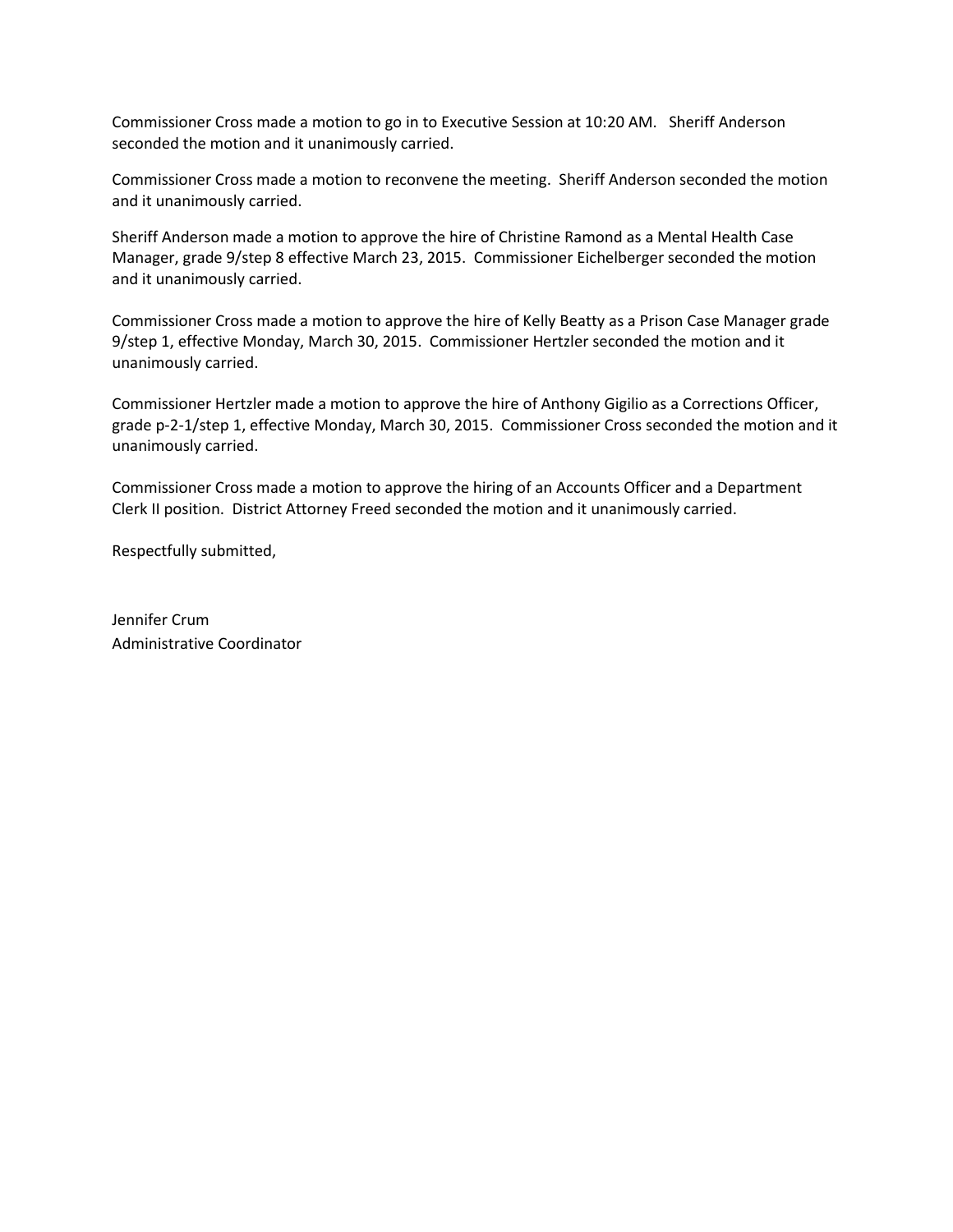Commissioner Cross made a motion to go in to Executive Session at 10:20 AM. Sheriff Anderson seconded the motion and it unanimously carried.

Commissioner Cross made a motion to reconvene the meeting. Sheriff Anderson seconded the motion and it unanimously carried.

Sheriff Anderson made a motion to approve the hire of Christine Ramond as a Mental Health Case Manager, grade 9/step 8 effective March 23, 2015. Commissioner Eichelberger seconded the motion and it unanimously carried.

Commissioner Cross made a motion to approve the hire of Kelly Beatty as a Prison Case Manager grade 9/step 1, effective Monday, March 30, 2015. Commissioner Hertzler seconded the motion and it unanimously carried.

Commissioner Hertzler made a motion to approve the hire of Anthony Gigilio as a Corrections Officer, grade p-2-1/step 1, effective Monday, March 30, 2015. Commissioner Cross seconded the motion and it unanimously carried.

Commissioner Cross made a motion to approve the hiring of an Accounts Officer and a Department Clerk II position. District Attorney Freed seconded the motion and it unanimously carried.

Respectfully submitted,

Jennifer Crum
Administrative Coordinator